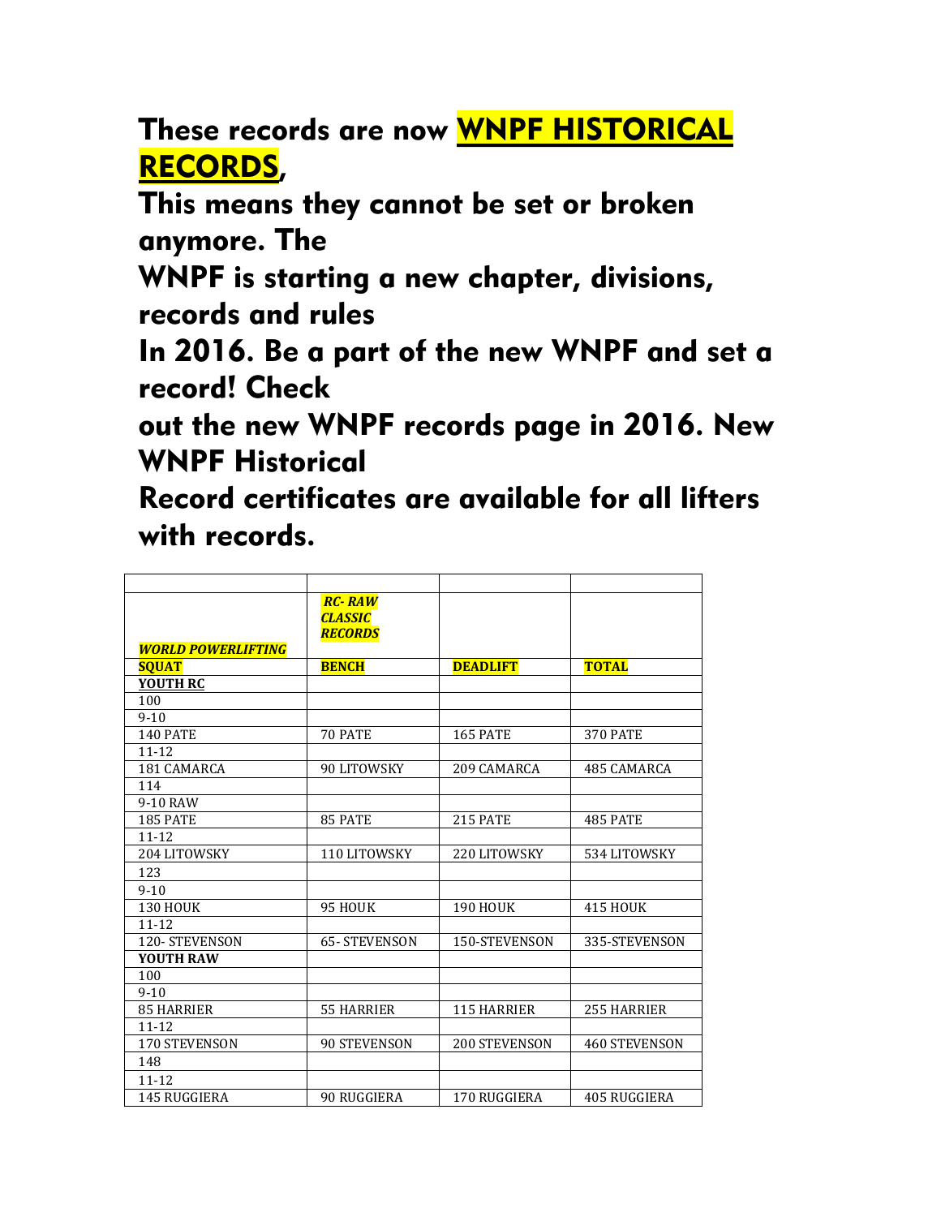**These records are now WNPF HISTORICAL RECORDS,**
**This means they cannot be set or broken anymore. The**
**WNPF is starting a new chapter, divisions, records and rules**
**In 2016. Be a part of the new WNPF and set a record! Check**
**out the new WNPF records page in 2016. New WNPF Historical**
**Record certificates are available for all lifters with records.**

| | | | |
|---|---|---|---|
| ***WORLD POWERLIFTING*** | ***RC- RAW CLASSIC RECORDS*** | | |
| **SQUAT** | **BENCH** | **DEADLIFT** | **TOTAL** |
| **YOUTH RC** | | | |
| 100 | | | |
| 9-10 | | | |
| 140 PATE | 70 PATE | 165 PATE | 370 PATE |
| 11-12 | | | |
| 181 CAMARCA | 90 LITOWSKY | 209 CAMARCA | 485 CAMARCA |
| 114 | | | |
| 9-10 RAW | | | |
| 185 PATE | 85 PATE | 215 PATE | 485 PATE |
| 11-12 | | | |
| 204 LITOWSKY | 110 LITOWSKY | 220 LITOWSKY | 534 LITOWSKY |
| 123 | | | |
| 9-10 | | | |
| 130 HOUK | 95 HOUK | 190 HOUK | 415 HOUK |
| 11-12 | | | |
| 120- STEVENSON | 65- STEVENSON | 150-STEVENSON | 335-STEVENSON |
| **YOUTH RAW** | | | |
| 100 | | | |
| 9-10 | | | |
| 85 HARRIER | 55 HARRIER | 115 HARRIER | 255 HARRIER |
| 11-12 | | | |
| 170 STEVENSON | 90 STEVENSON | 200 STEVENSON | 460 STEVENSON |
| 148 | | | |
| 11-12 | | | |
| 145 RUGGIERA | 90 RUGGIERA | 170 RUGGIERA | 405 RUGGIERA |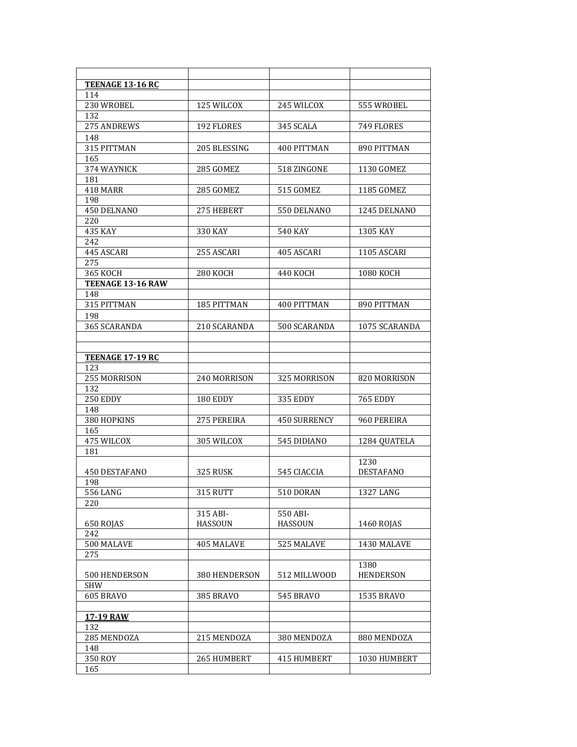| | | | |
|---|---|---|---|
| **TEENAGE 13-16 RC** | | | |
| 114 | | | |
| 230 WROBEL | 125 WILCOX | 245 WILCOX | 555 WROBEL |
| 132 | | | |
| 275 ANDREWS | 192 FLORES | 345 SCALA | 749 FLORES |
| 148 | | | |
| 315 PITTMAN | 205 BLESSING | 400 PITTMAN | 890 PITTMAN |
| 165 | | | |
| 374 WAYNICK | 285 GOMEZ | 518 ZINGONE | 1130 GOMEZ |
| 181 | | | |
| 418 MARR | 285 GOMEZ | 515 GOMEZ | 1185 GOMEZ |
| 198 | | | |
| 450 DELNANO | 275 HEBERT | 550 DELNANO | 1245 DELNANO |
| 220 | | | |
| 435 KAY | 330 KAY | 540 KAY | 1305 KAY |
| 242 | | | |
| 445 ASCARI | 255 ASCARI | 405 ASCARI | 1105 ASCARI |
| 275 | | | |
| 365 KOCH | 280 KOCH | 440 KOCH | 1080 KOCH |
| **TEENAGE 13-16 RAW** | | | |
| 148 | | | |
| 315 PITTMAN | 185 PITTMAN | 400 PITTMAN | 890 PITTMAN |
| 198 | | | |
| 365 SCARANDA | 210 SCARANDA | 500 SCARANDA | 1075 SCARANDA |
| | | | |
| | | | |
| **TEENAGE 17-19 RC** | | | |
| 123 | | | |
| 255 MORRISON | 240 MORRISON | 325 MORRISON | 820 MORRISON |
| 132 | | | |
| 250 EDDY | 180 EDDY | 335 EDDY | 765 EDDY |
| 148 | | | |
| 380 HOPKINS | 275 PEREIRA | 450 SURRENCY | 960 PEREIRA |
| 165 | | | |
| 475 WILCOX | 305 WILCOX | 545 DIDIANO | 1284 QUATELA |
| 181 | | | |
| 450 DESTAFANO | 325 RUSK | 545 CIACCIA | 1230 DESTAFANO |
| 198 | | | |
| 556 LANG | 315 RUTT | 510 DORAN | 1327 LANG |
| 220 | | | |
| 650 ROJAS | 315 ABI-HASSOUN | 550 ABI-HASSOUN | 1460 ROJAS |
| 242 | | | |
| 500 MALAVE | 405 MALAVE | 525 MALAVE | 1430 MALAVE |
| 275 | | | |
| 500 HENDERSON | 380 HENDERSON | 512 MILLWOOD | 1380 HENDERSON |
| SHW | | | |
| 605 BRAVO | 385 BRAVO | 545 BRAVO | 1535 BRAVO |
| | | | |
| **17-19 RAW** | | | |
| 132 | | | |
| 285 MENDOZA | 215 MENDOZA | 380 MENDOZA | 880 MENDOZA |
| 148 | | | |
| 350 ROY | 265 HUMBERT | 415 HUMBERT | 1030 HUMBERT |
| 165 | | | |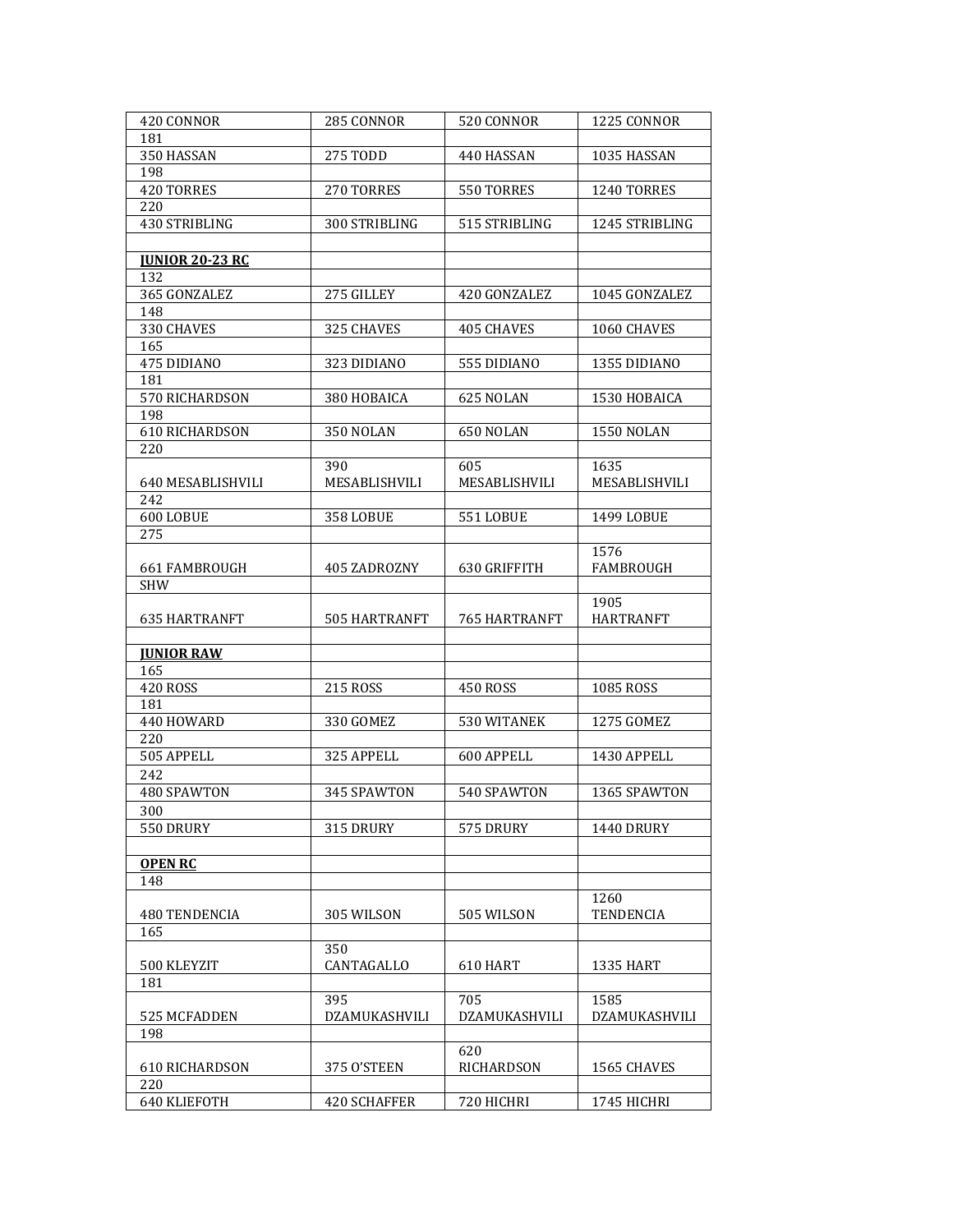| | | | |
|---|---|---|---|
| 420 CONNOR | 285 CONNOR | 520 CONNOR | 1225 CONNOR |
| 181 | | | |
| 350 HASSAN | 275 TODD | 440 HASSAN | 1035 HASSAN |
| 198 | | | |
| 420 TORRES | 270 TORRES | 550 TORRES | 1240 TORRES |
| 220 | | | |
| 430 STRIBLING | 300 STRIBLING | 515 STRIBLING | 1245 STRIBLING |
| | | | |
| **JUNIOR 20-23 RC** | | | |
| 132 | | | |
| 365 GONZALEZ | 275 GILLEY | 420 GONZALEZ | 1045 GONZALEZ |
| 148 | | | |
| 330 CHAVES | 325 CHAVES | 405 CHAVES | 1060 CHAVES |
| 165 | | | |
| 475 DIDIANO | 323 DIDIANO | 555 DIDIANO | 1355 DIDIANO |
| 181 | | | |
| 570 RICHARDSON | 380 HOBAICA | 625 NOLAN | 1530 HOBAICA |
| 198 | | | |
| 610 RICHARDSON | 350 NOLAN | 650 NOLAN | 1550 NOLAN |
| 220 | | | |
| 640 MESABLISHVILI | 390 MESABLISHVILI | 605 MESABLISHVILI | 1635 MESABLISHVILI |
| 242 | | | |
| 600 LOBUE | 358 LOBUE | 551 LOBUE | 1499 LOBUE |
| 275 | | | |
| 661 FAMBROUGH | 405 ZADROZNY | 630 GRIFFITH | 1576 FAMBROUGH |
| SHW | | | |
| 635 HARTRANFT | 505 HARTRANFT | 765 HARTRANFT | 1905 HARTRANFT |
| | | | |
| **JUNIOR RAW** | | | |
| 165 | | | |
| 420 ROSS | 215 ROSS | 450 ROSS | 1085 ROSS |
| 181 | | | |
| 440 HOWARD | 330 GOMEZ | 530 WITANEK | 1275 GOMEZ |
| 220 | | | |
| 505 APPELL | 325 APPELL | 600 APPELL | 1430 APPELL |
| 242 | | | |
| 480 SPAWTON | 345 SPAWTON | 540 SPAWTON | 1365 SPAWTON |
| 300 | | | |
| 550 DRURY | 315 DRURY | 575 DRURY | 1440 DRURY |
| | | | |
| **OPEN RC** | | | |
| 148 | | | |
| 480 TENDENCIA | 305 WILSON | 505 WILSON | 1260 TENDENCIA |
| 165 | | | |
| 500 KLEYZIT | 350 CANTAGALLO | 610 HART | 1335 HART |
| 181 | | | |
| 525 MCFADDEN | 395 DZAMUKASHVILI | 705 DZAMUKASHVILI | 1585 DZAMUKASHVILI |
| 198 | | | |
| 610 RICHARDSON | 375 O'STEEN | 620 RICHARDSON | 1565 CHAVES |
| 220 | | | |
| 640 KLIEFOTH | 420 SCHAFFER | 720 HICHRI | 1745 HICHRI |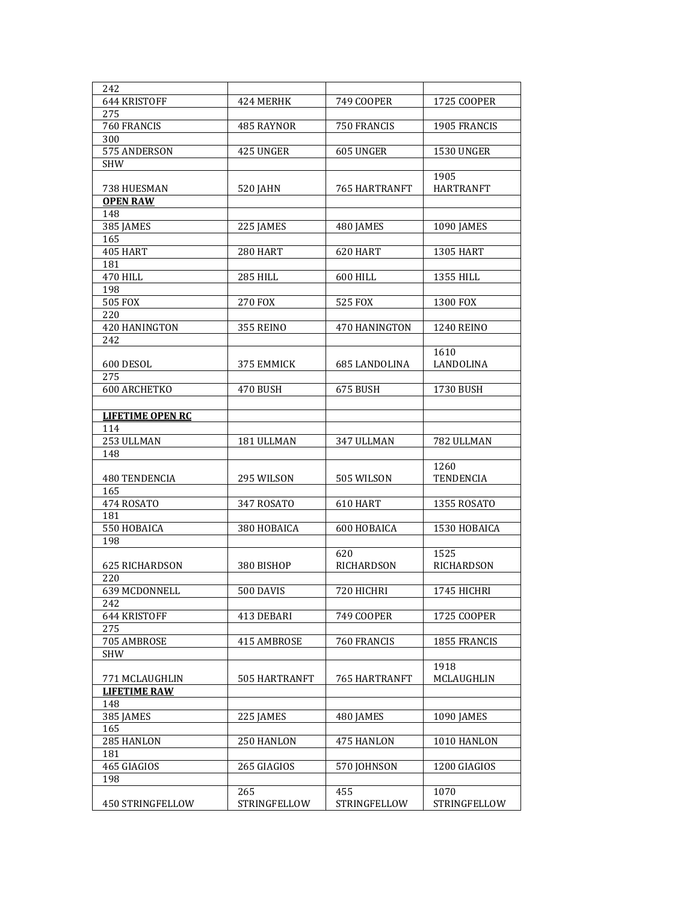| | | | |
|---|---|---|---|
| 242 | | | |
| 644 KRISTOFF | 424 MERHK | 749 COOPER | 1725 COOPER |
| 275 | | | |
| 760 FRANCIS | 485 RAYNOR | 750 FRANCIS | 1905 FRANCIS |
| 300 | | | |
| 575 ANDERSON | 425 UNGER | 605 UNGER | 1530 UNGER |
| SHW | | | |
| 738 HUESMAN | 520 JAHN | 765 HARTRANFT | 1905 HARTRANFT |
| **OPEN RAW** | | | |
| 148 | | | |
| 385 JAMES | 225 JAMES | 480 JAMES | 1090 JAMES |
| 165 | | | |
| 405 HART | 280 HART | 620 HART | 1305 HART |
| 181 | | | |
| 470 HILL | 285 HILL | 600 HILL | 1355 HILL |
| 198 | | | |
| 505 FOX | 270 FOX | 525 FOX | 1300 FOX |
| 220 | | | |
| 420 HANINGTON | 355 REINO | 470 HANINGTON | 1240 REINO |
| 242 | | | |
| 600 DESOL | 375 EMMICK | 685 LANDOLINA | 1610 LANDOLINA |
| 275 | | | |
| 600 ARCHETKO | 470 BUSH | 675 BUSH | 1730 BUSH |
| | | | |
| **LIFETIME OPEN RC** | | | |
| 114 | | | |
| 253 ULLMAN | 181 ULLMAN | 347 ULLMAN | 782 ULLMAN |
| 148 | | | |
| 480 TENDENCIA | 295 WILSON | 505 WILSON | 1260 TENDENCIA |
| 165 | | | |
| 474 ROSATO | 347 ROSATO | 610 HART | 1355 ROSATO |
| 181 | | | |
| 550 HOBAICA | 380 HOBAICA | 600 HOBAICA | 1530 HOBAICA |
| 198 | | | |
| 625 RICHARDSON | 380 BISHOP | 620 RICHARDSON | 1525 RICHARDSON |
| 220 | | | |
| 639 MCDONNELL | 500 DAVIS | 720 HICHRI | 1745 HICHRI |
| 242 | | | |
| 644 KRISTOFF | 413 DEBARI | 749 COOPER | 1725 COOPER |
| 275 | | | |
| 705 AMBROSE | 415 AMBROSE | 760 FRANCIS | 1855 FRANCIS |
| SHW | | | |
| 771 MCLAUGHLIN | 505 HARTRANFT | 765 HARTRANFT | 1918 MCLAUGHLIN |
| **LIFETIME RAW** | | | |
| 148 | | | |
| 385 JAMES | 225 JAMES | 480 JAMES | 1090 JAMES |
| 165 | | | |
| 285 HANLON | 250 HANLON | 475 HANLON | 1010 HANLON |
| 181 | | | |
| 465 GIAGIOS | 265 GIAGIOS | 570 JOHNSON | 1200 GIAGIOS |
| 198 | | | |
| 450 STRINGFELLOW | 265 STRINGFELLOW | 455 STRINGFELLOW | 1070 STRINGFELLOW |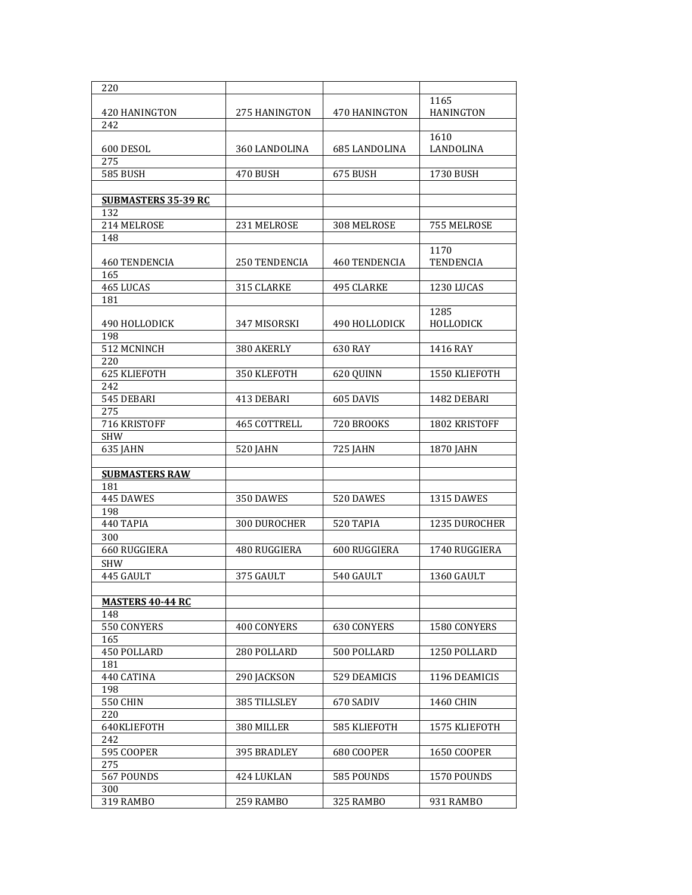| 220 | | | |
|---|---|---|---|
| 420 HANINGTON | 275 HANINGTON | 470 HANINGTON | 1165 HANINGTON |
| 242 | | | |
| 600 DESOL | 360 LANDOLINA | 685 LANDOLINA | 1610 LANDOLINA |
| 275 | | | |
| 585 BUSH | 470 BUSH | 675 BUSH | 1730 BUSH |
| | | | |
| **SUBMASTERS 35-39 RC** | | | |
| 132 | | | |
| 214 MELROSE | 231 MELROSE | 308 MELROSE | 755 MELROSE |
| 148 | | | |
| 460 TENDENCIA | 250 TENDENCIA | 460 TENDENCIA | 1170 TENDENCIA |
| 165 | | | |
| 465 LUCAS | 315 CLARKE | 495 CLARKE | 1230 LUCAS |
| 181 | | | |
| 490 HOLLODICK | 347 MISORSKI | 490 HOLLODICK | 1285 HOLLODICK |
| 198 | | | |
| 512 MCNINCH | 380 AKERLY | 630 RAY | 1416 RAY |
| 220 | | | |
| 625 KLIEFOTH | 350 KLEFOTH | 620 QUINN | 1550 KLIEFOTH |
| 242 | | | |
| 545 DEBARI | 413 DEBARI | 605 DAVIS | 1482 DEBARI |
| 275 | | | |
| 716 KRISTOFF | 465 COTTRELL | 720 BROOKS | 1802 KRISTOFF |
| SHW | | | |
| 635 JAHN | 520 JAHN | 725 JAHN | 1870 JAHN |
| | | | |
| **SUBMASTERS RAW** | | | |
| 181 | | | |
| 445 DAWES | 350 DAWES | 520 DAWES | 1315 DAWES |
| 198 | | | |
| 440 TAPIA | 300 DUROCHER | 520 TAPIA | 1235 DUROCHER |
| 300 | | | |
| 660 RUGGIERA | 480 RUGGIERA | 600 RUGGIERA | 1740 RUGGIERA |
| SHW | | | |
| 445 GAULT | 375 GAULT | 540 GAULT | 1360 GAULT |
| | | | |
| **MASTERS 40-44 RC** | | | |
| 148 | | | |
| 550 CONYERS | 400 CONYERS | 630 CONYERS | 1580 CONYERS |
| 165 | | | |
| 450 POLLARD | 280 POLLARD | 500 POLLARD | 1250 POLLARD |
| 181 | | | |
| 440 CATINA | 290 JACKSON | 529 DEAMICIS | 1196 DEAMICIS |
| 198 | | | |
| 550 CHIN | 385 TILLSLEY | 670 SADIV | 1460 CHIN |
| 220 | | | |
| 640KLIEFOTH | 380 MILLER | 585 KLIEFOTH | 1575 KLIEFOTH |
| 242 | | | |
| 595 COOPER | 395 BRADLEY | 680 COOPER | 1650 COOPER |
| 275 | | | |
| 567 POUNDS | 424 LUKLAN | 585 POUNDS | 1570 POUNDS |
| 300 | | | |
| 319 RAMBO | 259 RAMBO | 325 RAMBO | 931 RAMBO |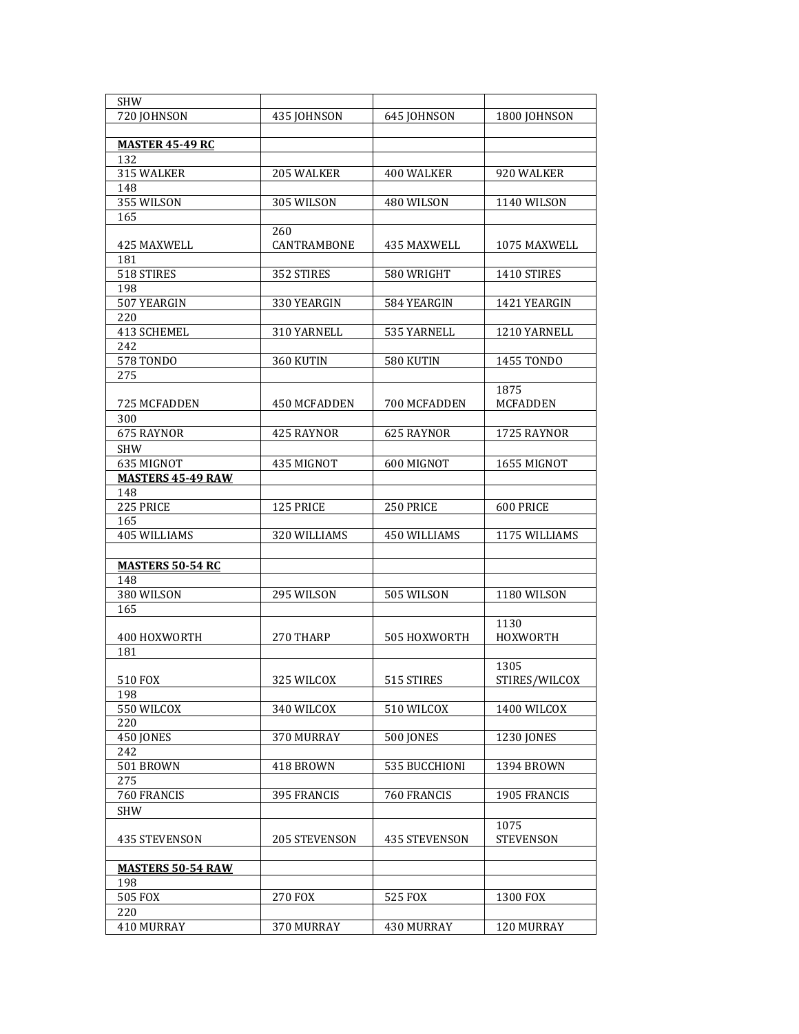| SHW | | | |
|---|---|---|---|
| 720 JOHNSON | 435 JOHNSON | 645 JOHNSON | 1800 JOHNSON |
| | | | |
| **MASTER 45-49 RC** | | | |
| 132 | | | |
| 315 WALKER | 205 WALKER | 400 WALKER | 920 WALKER |
| 148 | | | |
| 355 WILSON | 305 WILSON | 480 WILSON | 1140 WILSON |
| 165 | | | |
| 425 MAXWELL | 260 CANTRAMBONE | 435 MAXWELL | 1075 MAXWELL |
| 181 | | | |
| 518 STIRES | 352 STIRES | 580 WRIGHT | 1410 STIRES |
| 198 | | | |
| 507 YEARGIN | 330 YEARGIN | 584 YEARGIN | 1421 YEARGIN |
| 220 | | | |
| 413 SCHEMEL | 310 YARNELL | 535 YARNELL | 1210 YARNELL |
| 242 | | | |
| 578 TONDO | 360 KUTIN | 580 KUTIN | 1455 TONDO |
| 275 | | | |
| 725 MCFADDEN | 450 MCFADDEN | 700 MCFADDEN | 1875 MCFADDEN |
| 300 | | | |
| 675 RAYNOR | 425 RAYNOR | 625 RAYNOR | 1725 RAYNOR |
| SHW | | | |
| 635 MIGNOT | 435 MIGNOT | 600 MIGNOT | 1655 MIGNOT |
| **MASTERS 45-49 RAW** | | | |
| 148 | | | |
| 225 PRICE | 125 PRICE | 250 PRICE | 600 PRICE |
| 165 | | | |
| 405 WILLIAMS | 320 WILLIAMS | 450 WILLIAMS | 1175 WILLIAMS |
| | | | |
| **MASTERS 50-54 RC** | | | |
| 148 | | | |
| 380 WILSON | 295 WILSON | 505 WILSON | 1180 WILSON |
| 165 | | | |
| 400 HOXWORTH | 270 THARP | 505 HOXWORTH | 1130 HOXWORTH |
| 181 | | | |
| 510 FOX | 325 WILCOX | 515 STIRES | 1305 STIRES/WILCOX |
| 198 | | | |
| 550 WILCOX | 340 WILCOX | 510 WILCOX | 1400 WILCOX |
| 220 | | | |
| 450 JONES | 370 MURRAY | 500 JONES | 1230 JONES |
| 242 | | | |
| 501 BROWN | 418 BROWN | 535 BUCCHIONI | 1394 BROWN |
| 275 | | | |
| 760 FRANCIS | 395 FRANCIS | 760 FRANCIS | 1905 FRANCIS |
| SHW | | | |
| 435 STEVENSON | 205 STEVENSON | 435 STEVENSON | 1075 STEVENSON |
| | | | |
| **MASTERS 50-54 RAW** | | | |
| 198 | | | |
| 505 FOX | 270 FOX | 525 FOX | 1300 FOX |
| 220 | | | |
| 410 MURRAY | 370 MURRAY | 430 MURRAY | 120 MURRAY |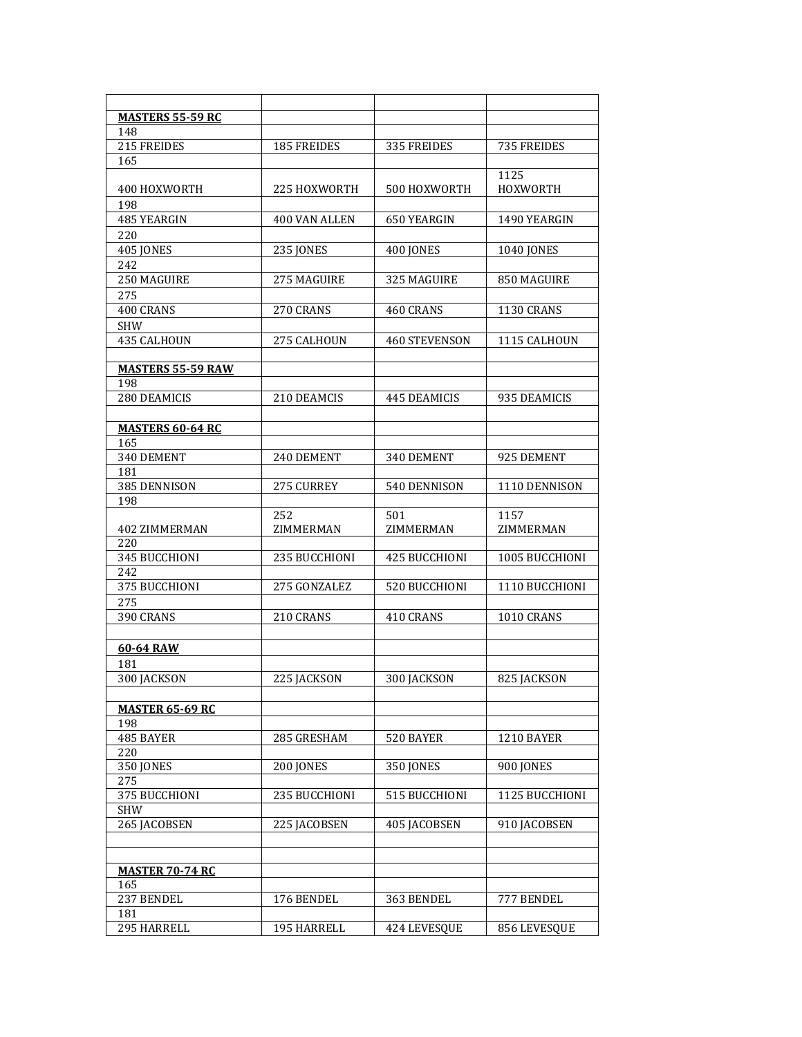| | | | |
|---|---|---|---|
| **MASTERS 55-59 RC** | | | |
| 148 | | | |
| 215 FREIDES | 185 FREIDES | 335 FREIDES | 735 FREIDES |
| 165 | | | |
| 400 HOXWORTH | 225 HOXWORTH | 500 HOXWORTH | 1125 HOXWORTH |
| 198 | | | |
| 485 YEARGIN | 400 VAN ALLEN | 650 YEARGIN | 1490 YEARGIN |
| 220 | | | |
| 405 JONES | 235 JONES | 400 JONES | 1040 JONES |
| 242 | | | |
| 250 MAGUIRE | 275 MAGUIRE | 325 MAGUIRE | 850 MAGUIRE |
| 275 | | | |
| 400 CRANS | 270 CRANS | 460 CRANS | 1130 CRANS |
| SHW | | | |
| 435 CALHOUN | 275 CALHOUN | 460 STEVENSON | 1115 CALHOUN |
| | | | |
| **MASTERS 55-59 RAW** | | | |
| 198 | | | |
| 280 DEAMICIS | 210 DEAMCIS | 445 DEAMICIS | 935 DEAMICIS |
| | | | |
| **MASTERS 60-64 RC** | | | |
| 165 | | | |
| 340 DEMENT | 240 DEMENT | 340 DEMENT | 925 DEMENT |
| 181 | | | |
| 385 DENNISON | 275 CURREY | 540 DENNISON | 1110 DENNISON |
| 198 | | | |
| 402 ZIMMERMAN | 252 ZIMMERMAN | 501 ZIMMERMAN | 1157 ZIMMERMAN |
| 220 | | | |
| 345 BUCCHIONI | 235 BUCCHIONI | 425 BUCCHIONI | 1005 BUCCHIONI |
| 242 | | | |
| 375 BUCCHIONI | 275 GONZALEZ | 520 BUCCHIONI | 1110 BUCCHIONI |
| 275 | | | |
| 390 CRANS | 210 CRANS | 410 CRANS | 1010 CRANS |
| | | | |
| **60-64 RAW** | | | |
| 181 | | | |
| 300 JACKSON | 225 JACKSON | 300 JACKSON | 825 JACKSON |
| | | | |
| **MASTER 65-69 RC** | | | |
| 198 | | | |
| 485 BAYER | 285 GRESHAM | 520 BAYER | 1210 BAYER |
| 220 | | | |
| 350 JONES | 200 JONES | 350 JONES | 900 JONES |
| 275 | | | |
| 375 BUCCHIONI | 235 BUCCHIONI | 515 BUCCHIONI | 1125 BUCCHIONI |
| SHW | | | |
| 265 JACOBSEN | 225 JACOBSEN | 405 JACOBSEN | 910 JACOBSEN |
| | | | |
| | | | |
| **MASTER 70-74 RC** | | | |
| 165 | | | |
| 237 BENDEL | 176 BENDEL | 363 BENDEL | 777 BENDEL |
| 181 | | | |
| 295 HARRELL | 195 HARRELL | 424 LEVESQUE | 856 LEVESQUE |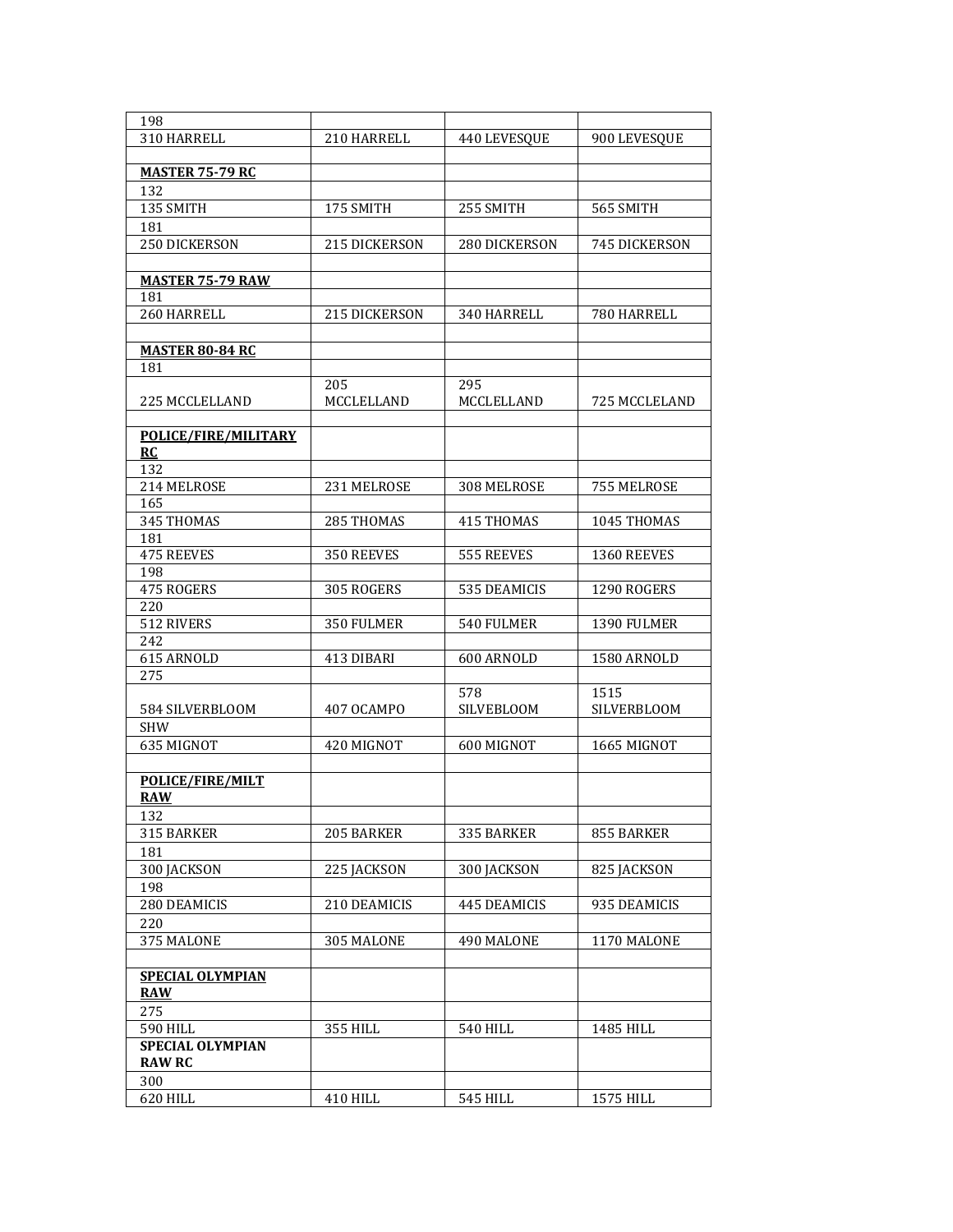| 198 | | | |
|---|---|---|---|
| 310 HARRELL | 210 HARRELL | 440 LEVESQUE | 900 LEVESQUE |
| | | | |
| **MASTER 75-79 RC** | | | |
| 132 | | | |
| 135 SMITH | 175 SMITH | 255 SMITH | 565 SMITH |
| 181 | | | |
| 250 DICKERSON | 215 DICKERSON | 280 DICKERSON | 745 DICKERSON |
| | | | |
| **MASTER 75-79 RAW** | | | |
| 181 | | | |
| 260 HARRELL | 215 DICKERSON | 340 HARRELL | 780 HARRELL |
| | | | |
| **MASTER 80-84 RC** | | | |
| 181 | | | |
| 225 MCCLELLAND | 205 MCCLELLAND | 295 MCCLELLAND | 725 MCCLELAND |
| | | | |
| **POLICE/FIRE/MILITARY RC** | | | |
| 132 | | | |
| 214 MELROSE | 231 MELROSE | 308 MELROSE | 755 MELROSE |
| 165 | | | |
| 345 THOMAS | 285 THOMAS | 415 THOMAS | 1045 THOMAS |
| 181 | | | |
| 475 REEVES | 350 REEVES | 555 REEVES | 1360 REEVES |
| 198 | | | |
| 475 ROGERS | 305 ROGERS | 535 DEAMICIS | 1290 ROGERS |
| 220 | | | |
| 512 RIVERS | 350 FULMER | 540 FULMER | 1390 FULMER |
| 242 | | | |
| 615 ARNOLD | 413 DIBARI | 600 ARNOLD | 1580 ARNOLD |
| 275 | | | |
| 584 SILVERBLOOM | 407 OCAMPO | 578 SILVEBLOOM | 1515 SILVERBLOOM |
| SHW | | | |
| 635 MIGNOT | 420 MIGNOT | 600 MIGNOT | 1665 MIGNOT |
| | | | |
| **POLICE/FIRE/MILT RAW** | | | |
| 132 | | | |
| 315 BARKER | 205 BARKER | 335 BARKER | 855 BARKER |
| 181 | | | |
| 300 JACKSON | 225 JACKSON | 300 JACKSON | 825 JACKSON |
| 198 | | | |
| 280 DEAMICIS | 210 DEAMICIS | 445 DEAMICIS | 935 DEAMICIS |
| 220 | | | |
| 375 MALONE | 305 MALONE | 490 MALONE | 1170 MALONE |
| | | | |
| **SPECIAL OLYMPIAN RAW** | | | |
| 275 | | | |
| 590 HILL | 355 HILL | 540 HILL | 1485 HILL |
| **SPECIAL OLYMPIAN RAW RC** | | | |
| 300 | | | |
| 620 HILL | 410 HILL | 545 HILL | 1575 HILL |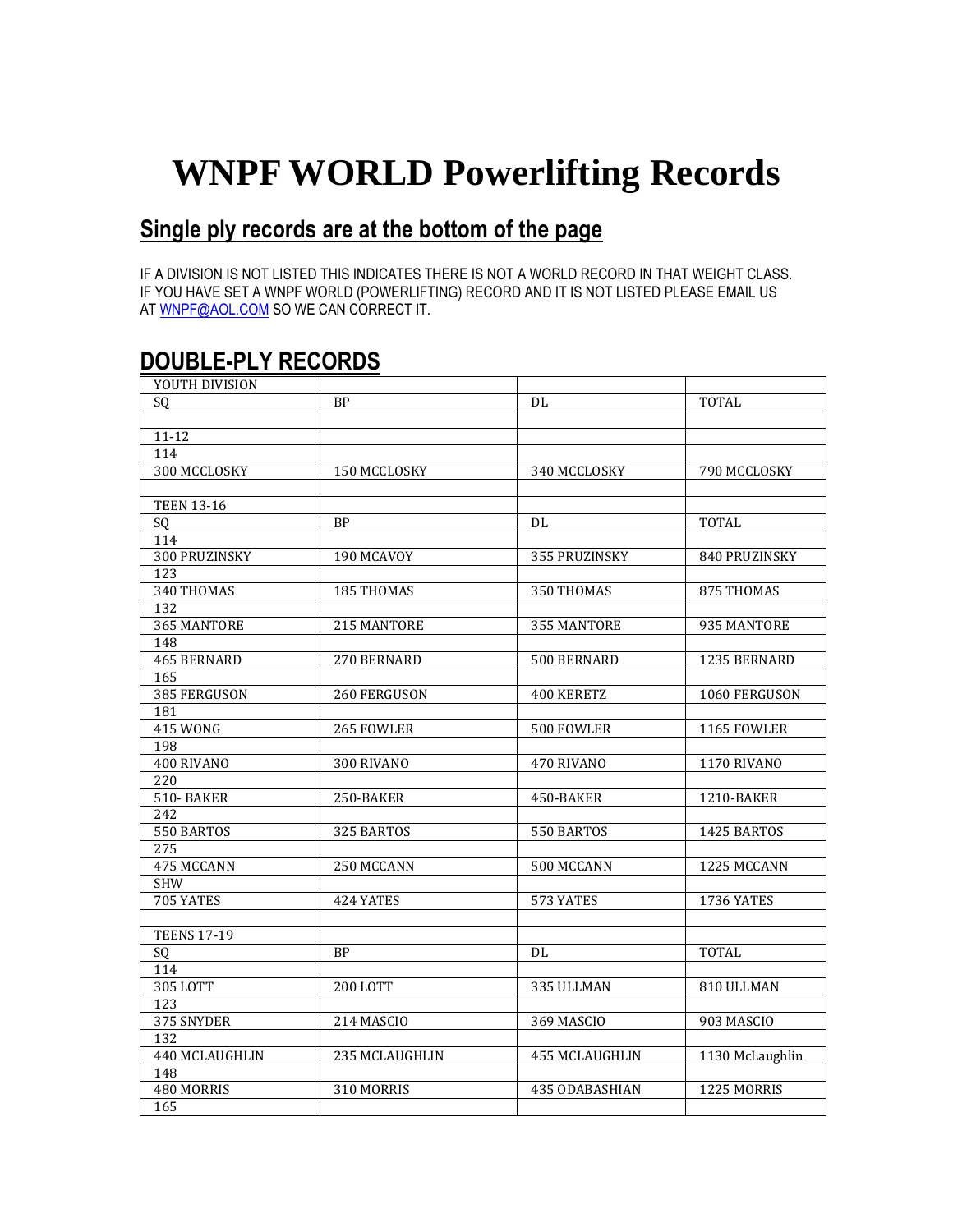# WNPF WORLD Powerlifting Records

## Single ply records are at the bottom of the page

IF A DIVISION IS NOT LISTED THIS INDICATES THERE IS NOT A WORLD RECORD IN THAT WEIGHT CLASS. IF YOU HAVE SET A WNPF WORLD (POWERLIFTING) RECORD AND IT IS NOT LISTED PLEASE EMAIL US AT WNPF@AOL.COM SO WE CAN CORRECT IT.

## DOUBLE-PLY RECORDS

| YOUTH DIVISION | | | |
|---|---|---|---|
| SQ | BP | DL | TOTAL |
| | | | |
| 11-12 | | | |
| 114 | | | |
| 300 MCCLOSKY | 150 MCCLOSKY | 340 MCCLOSKY | 790 MCCLOSKY |
| | | | |
| TEEN 13-16 | | | |
| SQ | BP | DL | TOTAL |
| 114 | | | |
| 300 PRUZINSKY | 190 MCAVOY | 355 PRUZINSKY | 840 PRUZINSKY |
| 123 | | | |
| 340 THOMAS | 185 THOMAS | 350 THOMAS | 875 THOMAS |
| 132 | | | |
| 365 MANTORE | 215 MANTORE | 355 MANTORE | 935 MANTORE |
| 148 | | | |
| 465 BERNARD | 270 BERNARD | 500 BERNARD | 1235 BERNARD |
| 165 | | | |
| 385 FERGUSON | 260 FERGUSON | 400 KERETZ | 1060 FERGUSON |
| 181 | | | |
| 415 WONG | 265 FOWLER | 500 FOWLER | 1165 FOWLER |
| 198 | | | |
| 400 RIVANO | 300 RIVANO | 470 RIVANO | 1170 RIVANO |
| 220 | | | |
| 510- BAKER | 250-BAKER | 450-BAKER | 1210-BAKER |
| 242 | | | |
| 550 BARTOS | 325 BARTOS | 550 BARTOS | 1425 BARTOS |
| 275 | | | |
| 475 MCCANN | 250 MCCANN | 500 MCCANN | 1225 MCCANN |
| SHW | | | |
| 705 YATES | 424 YATES | 573 YATES | 1736 YATES |
| | | | |
| TEENS 17-19 | | | |
| SQ | BP | DL | TOTAL |
| 114 | | | |
| 305 LOTT | 200 LOTT | 335 ULLMAN | 810 ULLMAN |
| 123 | | | |
| 375 SNYDER | 214 MASCIO | 369 MASCIO | 903 MASCIO |
| 132 | | | |
| 440 MCLAUGHLIN | 235 MCLAUGHLIN | 455 MCLAUGHLIN | 1130 McLaughlin |
| 148 | | | |
| 480 MORRIS | 310 MORRIS | 435 ODABASHIAN | 1225 MORRIS |
| 165 | | | |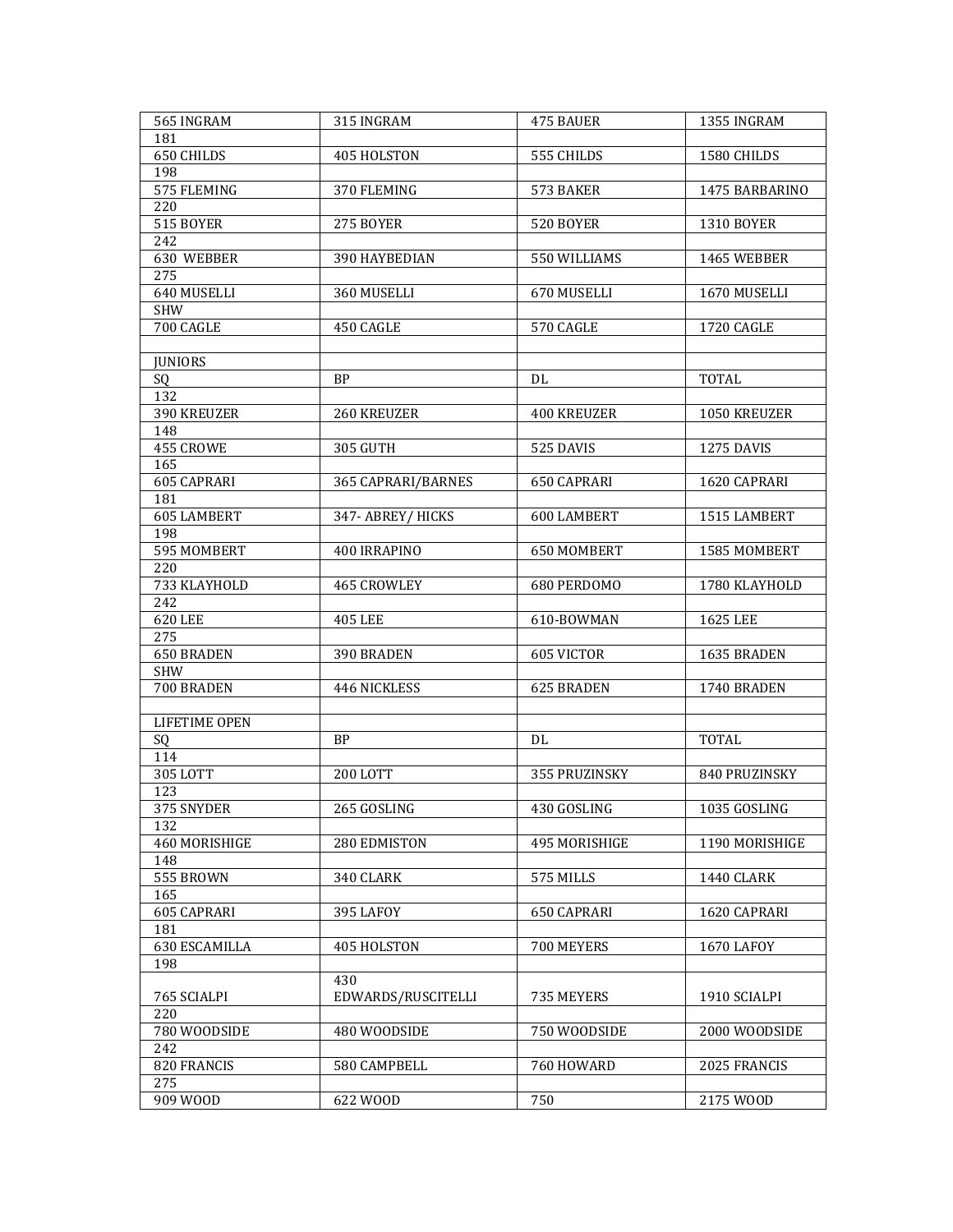| 565 INGRAM | 315 INGRAM | 475 BAUER | 1355 INGRAM |
|---|---|---|---|
| 181 | | | |
| 650 CHILDS | 405 HOLSTON | 555 CHILDS | 1580 CHILDS |
| 198 | | | |
| 575 FLEMING | 370 FLEMING | 573 BAKER | 1475 BARBARINO |
| 220 | | | |
| 515 BOYER | 275 BOYER | 520 BOYER | 1310 BOYER |
| 242 | | | |
| 630 WEBBER | 390 HAYBEDIAN | 550 WILLIAMS | 1465 WEBBER |
| 275 | | | |
| 640 MUSELLI | 360 MUSELLI | 670 MUSELLI | 1670 MUSELLI |
| SHW | | | |
| 700 CAGLE | 450 CAGLE | 570 CAGLE | 1720 CAGLE |
| | | | |
| JUNIORS | | | |
| SQ | BP | DL | TOTAL |
| 132 | | | |
| 390 KREUZER | 260 KREUZER | 400 KREUZER | 1050 KREUZER |
| 148 | | | |
| 455 CROWE | 305 GUTH | 525 DAVIS | 1275 DAVIS |
| 165 | | | |
| 605 CAPRARI | 365 CAPRARI/BARNES | 650 CAPRARI | 1620 CAPRARI |
| 181 | | | |
| 605 LAMBERT | 347- ABREY/ HICKS | 600 LAMBERT | 1515 LAMBERT |
| 198 | | | |
| 595 MOMBERT | 400 IRRAPINO | 650 MOMBERT | 1585 MOMBERT |
| 220 | | | |
| 733 KLAYHOLD | 465 CROWLEY | 680 PERDOMO | 1780 KLAYHOLD |
| 242 | | | |
| 620 LEE | 405 LEE | 610-BOWMAN | 1625 LEE |
| 275 | | | |
| 650 BRADEN | 390 BRADEN | 605 VICTOR | 1635 BRADEN |
| SHW | | | |
| 700 BRADEN | 446 NICKLESS | 625 BRADEN | 1740 BRADEN |
| | | | |
| LIFETIME OPEN | | | |
| SQ | BP | DL | TOTAL |
| 114 | | | |
| 305 LOTT | 200 LOTT | 355 PRUZINSKY | 840 PRUZINSKY |
| 123 | | | |
| 375 SNYDER | 265 GOSLING | 430 GOSLING | 1035 GOSLING |
| 132 | | | |
| 460 MORISHIGE | 280 EDMISTON | 495 MORISHIGE | 1190 MORISHIGE |
| 148 | | | |
| 555 BROWN | 340 CLARK | 575 MILLS | 1440 CLARK |
| 165 | | | |
| 605 CAPRARI | 395 LAFOY | 650 CAPRARI | 1620 CAPRARI |
| 181 | | | |
| 630 ESCAMILLA | 405 HOLSTON | 700 MEYERS | 1670 LAFOY |
| 198 | | | |
| 765 SCIALPI | 430 EDWARDS/RUSCITELLI | 735 MEYERS | 1910 SCIALPI |
| 220 | | | |
| 780 WOODSIDE | 480 WOODSIDE | 750 WOODSIDE | 2000 WOODSIDE |
| 242 | | | |
| 820 FRANCIS | 580 CAMPBELL | 760 HOWARD | 2025 FRANCIS |
| 275 | | | |
| 909 WOOD | 622 WOOD | 750 | 2175 WOOD |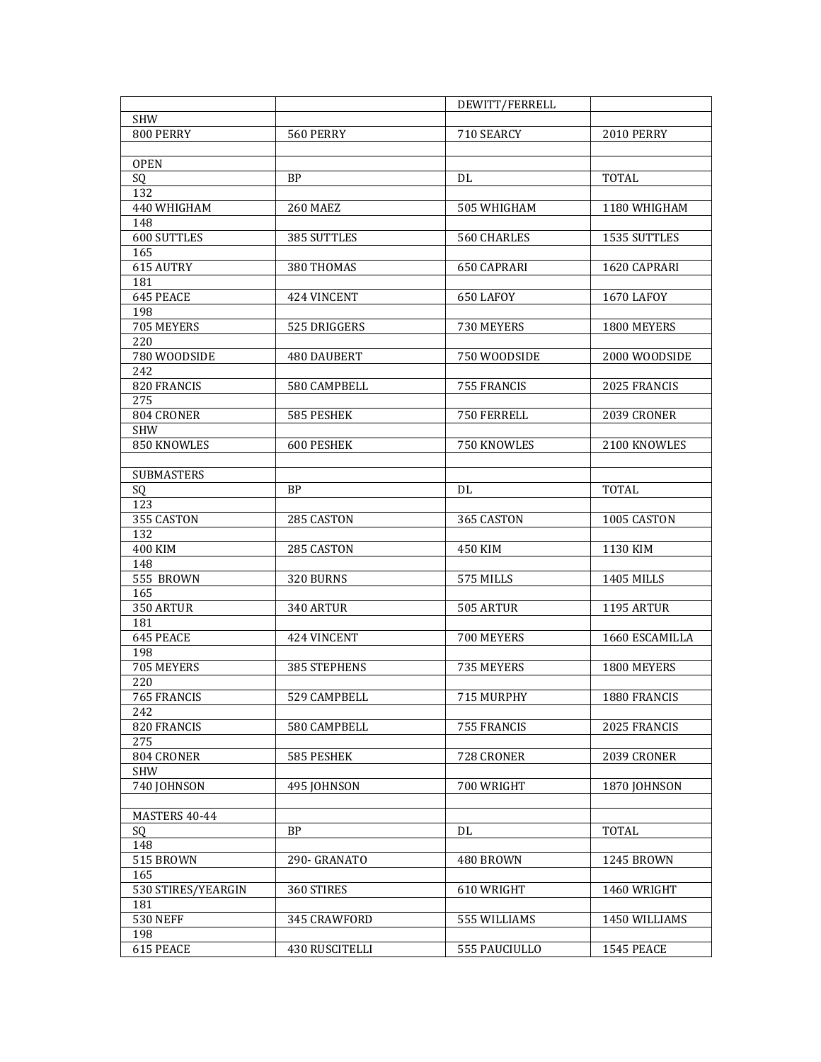| | | DEWITT/FERRELL | |
|---|---|---|---|
| SHW | | | |
| 800 PERRY | 560 PERRY | 710 SEARCY | 2010 PERRY |
| | | | |
| OPEN | | | |
| SQ | BP | DL | TOTAL |
| 132 | | | |
| 440 WHIGHAM | 260 MAEZ | 505 WHIGHAM | 1180 WHIGHAM |
| 148 | | | |
| 600 SUTTLES | 385 SUTTLES | 560 CHARLES | 1535 SUTTLES |
| 165 | | | |
| 615 AUTRY | 380 THOMAS | 650 CAPRARI | 1620 CAPRARI |
| 181 | | | |
| 645 PEACE | 424 VINCENT | 650 LAFOY | 1670 LAFOY |
| 198 | | | |
| 705 MEYERS | 525 DRIGGERS | 730 MEYERS | 1800 MEYERS |
| 220 | | | |
| 780 WOODSIDE | 480 DAUBERT | 750 WOODSIDE | 2000 WOODSIDE |
| 242 | | | |
| 820 FRANCIS | 580 CAMPBELL | 755 FRANCIS | 2025 FRANCIS |
| 275 | | | |
| 804 CRONER | 585 PESHEK | 750 FERRELL | 2039 CRONER |
| SHW | | | |
| 850 KNOWLES | 600 PESHEK | 750 KNOWLES | 2100 KNOWLES |
| | | | |
| SUBMASTERS | | | |
| SQ | BP | DL | TOTAL |
| 123 | | | |
| 355 CASTON | 285 CASTON | 365 CASTON | 1005 CASTON |
| 132 | | | |
| 400 KIM | 285 CASTON | 450 KIM | 1130 KIM |
| 148 | | | |
| 555 BROWN | 320 BURNS | 575 MILLS | 1405 MILLS |
| 165 | | | |
| 350 ARTUR | 340 ARTUR | 505 ARTUR | 1195 ARTUR |
| 181 | | | |
| 645 PEACE | 424 VINCENT | 700 MEYERS | 1660 ESCAMILLA |
| 198 | | | |
| 705 MEYERS | 385 STEPHENS | 735 MEYERS | 1800 MEYERS |
| 220 | | | |
| 765 FRANCIS | 529 CAMPBELL | 715 MURPHY | 1880 FRANCIS |
| 242 | | | |
| 820 FRANCIS | 580 CAMPBELL | 755 FRANCIS | 2025 FRANCIS |
| 275 | | | |
| 804 CRONER | 585 PESHEK | 728 CRONER | 2039 CRONER |
| SHW | | | |
| 740 JOHNSON | 495 JOHNSON | 700 WRIGHT | 1870 JOHNSON |
| | | | |
| MASTERS 40-44 | | | |
| SQ | BP | DL | TOTAL |
| 148 | | | |
| 515 BROWN | 290- GRANATO | 480 BROWN | 1245 BROWN |
| 165 | | | |
| 530 STIRES/YEARGIN | 360 STIRES | 610 WRIGHT | 1460 WRIGHT |
| 181 | | | |
| 530 NEFF | 345 CRAWFORD | 555 WILLIAMS | 1450 WILLIAMS |
| 198 | | | |
| 615 PEACE | 430 RUSCITELLI | 555 PAUCIULLO | 1545 PEACE |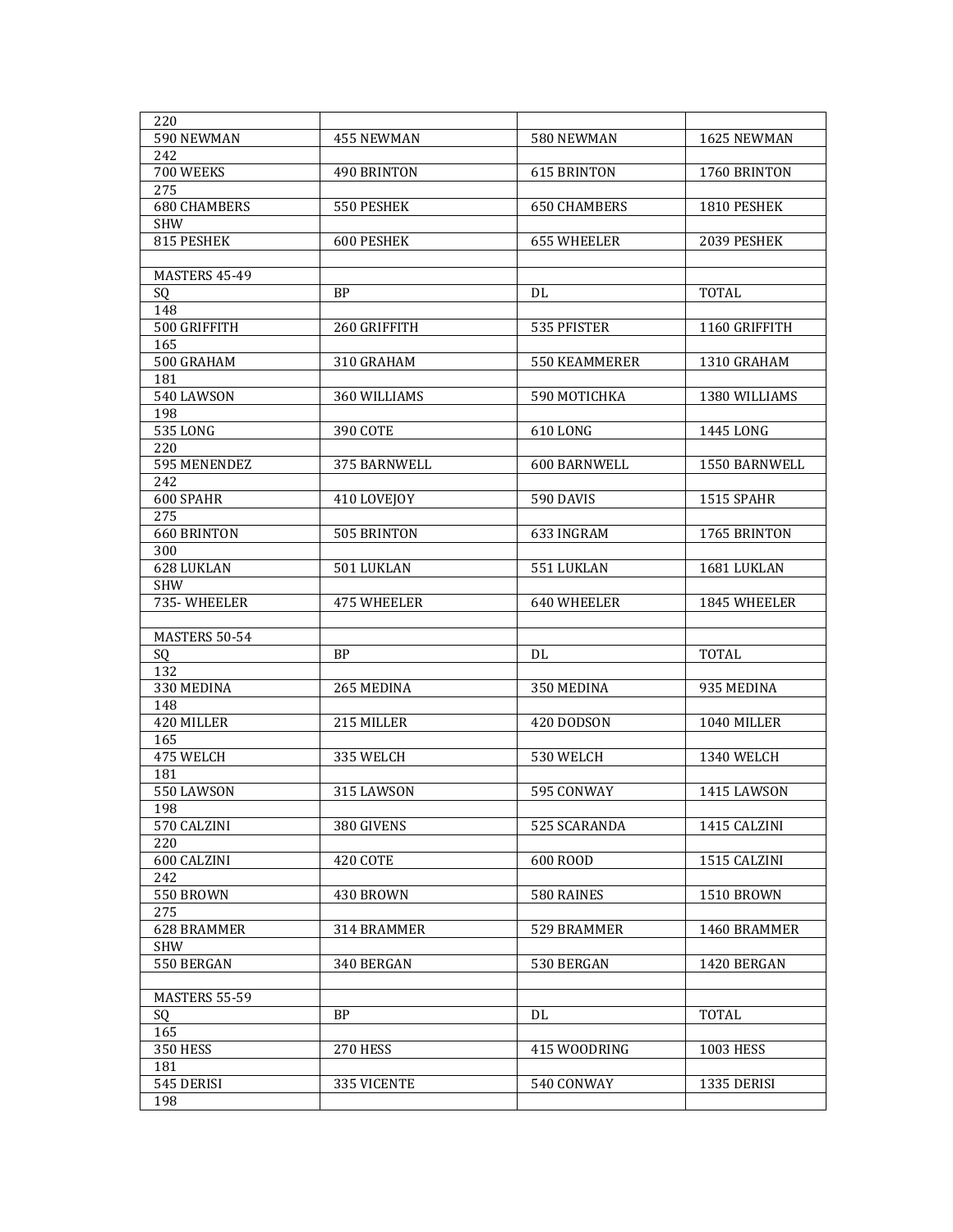| 220 | | | |
|---|---|---|---|
| 590 NEWMAN | 455 NEWMAN | 580 NEWMAN | 1625 NEWMAN |
| 242 | | | |
| 700 WEEKS | 490 BRINTON | 615 BRINTON | 1760 BRINTON |
| 275 | | | |
| 680 CHAMBERS | 550 PESHEK | 650 CHAMBERS | 1810 PESHEK |
| SHW | | | |
| 815 PESHEK | 600 PESHEK | 655 WHEELER | 2039 PESHEK |
| | | | |
| MASTERS 45-49 | | | |
| SQ | BP | DL | TOTAL |
| 148 | | | |
| 500 GRIFFITH | 260 GRIFFITH | 535 PFISTER | 1160 GRIFFITH |
| 165 | | | |
| 500 GRAHAM | 310 GRAHAM | 550 KEAMMERER | 1310 GRAHAM |
| 181 | | | |
| 540 LAWSON | 360 WILLIAMS | 590 MOTICHKA | 1380 WILLIAMS |
| 198 | | | |
| 535 LONG | 390 COTE | 610 LONG | 1445 LONG |
| 220 | | | |
| 595 MENENDEZ | 375 BARNWELL | 600 BARNWELL | 1550 BARNWELL |
| 242 | | | |
| 600 SPAHR | 410 LOVEJOY | 590 DAVIS | 1515 SPAHR |
| 275 | | | |
| 660 BRINTON | 505 BRINTON | 633 INGRAM | 1765 BRINTON |
| 300 | | | |
| 628 LUKLAN | 501 LUKLAN | 551 LUKLAN | 1681 LUKLAN |
| SHW | | | |
| 735- WHEELER | 475 WHEELER | 640 WHEELER | 1845 WHEELER |
| | | | |
| MASTERS 50-54 | | | |
| SQ | BP | DL | TOTAL |
| 132 | | | |
| 330 MEDINA | 265 MEDINA | 350 MEDINA | 935 MEDINA |
| 148 | | | |
| 420 MILLER | 215 MILLER | 420 DODSON | 1040 MILLER |
| 165 | | | |
| 475 WELCH | 335 WELCH | 530 WELCH | 1340 WELCH |
| 181 | | | |
| 550 LAWSON | 315 LAWSON | 595 CONWAY | 1415 LAWSON |
| 198 | | | |
| 570 CALZINI | 380 GIVENS | 525 SCARANDA | 1415 CALZINI |
| 220 | | | |
| 600 CALZINI | 420 COTE | 600 ROOD | 1515 CALZINI |
| 242 | | | |
| 550 BROWN | 430 BROWN | 580 RAINES | 1510 BROWN |
| 275 | | | |
| 628 BRAMMER | 314 BRAMMER | 529 BRAMMER | 1460 BRAMMER |
| SHW | | | |
| 550 BERGAN | 340 BERGAN | 530 BERGAN | 1420 BERGAN |
| | | | |
| MASTERS 55-59 | | | |
| SQ | BP | DL | TOTAL |
| 165 | | | |
| 350 HESS | 270 HESS | 415 WOODRING | 1003 HESS |
| 181 | | | |
| 545 DERISI | 335 VICENTE | 540 CONWAY | 1335 DERISI |
| 198 | | | |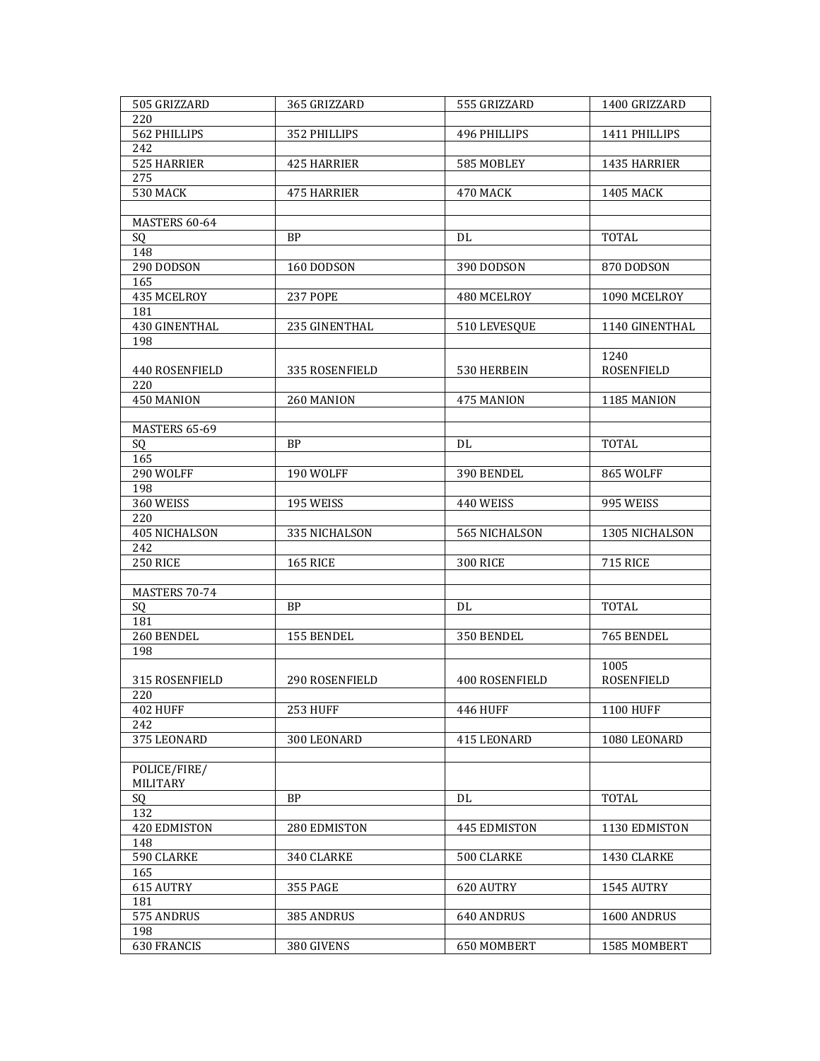| | | | |
|---|---|---|---|
| 505 GRIZZARD | 365 GRIZZARD | 555 GRIZZARD | 1400 GRIZZARD |
| 220 | | | |
| 562 PHILLIPS | 352 PHILLIPS | 496 PHILLIPS | 1411 PHILLIPS |
| 242 | | | |
| 525 HARRIER | 425 HARRIER | 585 MOBLEY | 1435 HARRIER |
| 275 | | | |
| 530 MACK | 475 HARRIER | 470 MACK | 1405 MACK |
| | | | |
| MASTERS 60-64 | | | |
| SQ | BP | DL | TOTAL |
| 148 | | | |
| 290 DODSON | 160 DODSON | 390 DODSON | 870 DODSON |
| 165 | | | |
| 435 MCELROY | 237 POPE | 480 MCELROY | 1090 MCELROY |
| 181 | | | |
| 430 GINENTHAL | 235 GINENTHAL | 510 LEVESQUE | 1140 GINENTHAL |
| 198 | | | |
| 440 ROSENFIELD | 335 ROSENFIELD | 530 HERBEIN | 1240 ROSENFIELD |
| 220 | | | |
| 450 MANION | 260 MANION | 475 MANION | 1185 MANION |
| | | | |
| MASTERS 65-69 | | | |
| SQ | BP | DL | TOTAL |
| 165 | | | |
| 290 WOLFF | 190 WOLFF | 390 BENDEL | 865 WOLFF |
| 198 | | | |
| 360 WEISS | 195 WEISS | 440 WEISS | 995 WEISS |
| 220 | | | |
| 405 NICHALSON | 335 NICHALSON | 565 NICHALSON | 1305 NICHALSON |
| 242 | | | |
| 250 RICE | 165 RICE | 300 RICE | 715 RICE |
| | | | |
| MASTERS 70-74 | | | |
| SQ | BP | DL | TOTAL |
| 181 | | | |
| 260 BENDEL | 155 BENDEL | 350 BENDEL | 765 BENDEL |
| 198 | | | |
| 315 ROSENFIELD | 290 ROSENFIELD | 400 ROSENFIELD | 1005 ROSENFIELD |
| 220 | | | |
| 402 HUFF | 253 HUFF | 446 HUFF | 1100 HUFF |
| 242 | | | |
| 375 LEONARD | 300 LEONARD | 415 LEONARD | 1080 LEONARD |
| | | | |
| POLICE/FIRE/ MILITARY | | | |
| SQ | BP | DL | TOTAL |
| 132 | | | |
| 420 EDMISTON | 280 EDMISTON | 445 EDMISTON | 1130 EDMISTON |
| 148 | | | |
| 590 CLARKE | 340 CLARKE | 500 CLARKE | 1430 CLARKE |
| 165 | | | |
| 615 AUTRY | 355 PAGE | 620 AUTRY | 1545 AUTRY |
| 181 | | | |
| 575 ANDRUS | 385 ANDRUS | 640 ANDRUS | 1600 ANDRUS |
| 198 | | | |
| 630 FRANCIS | 380 GIVENS | 650 MOMBERT | 1585 MOMBERT |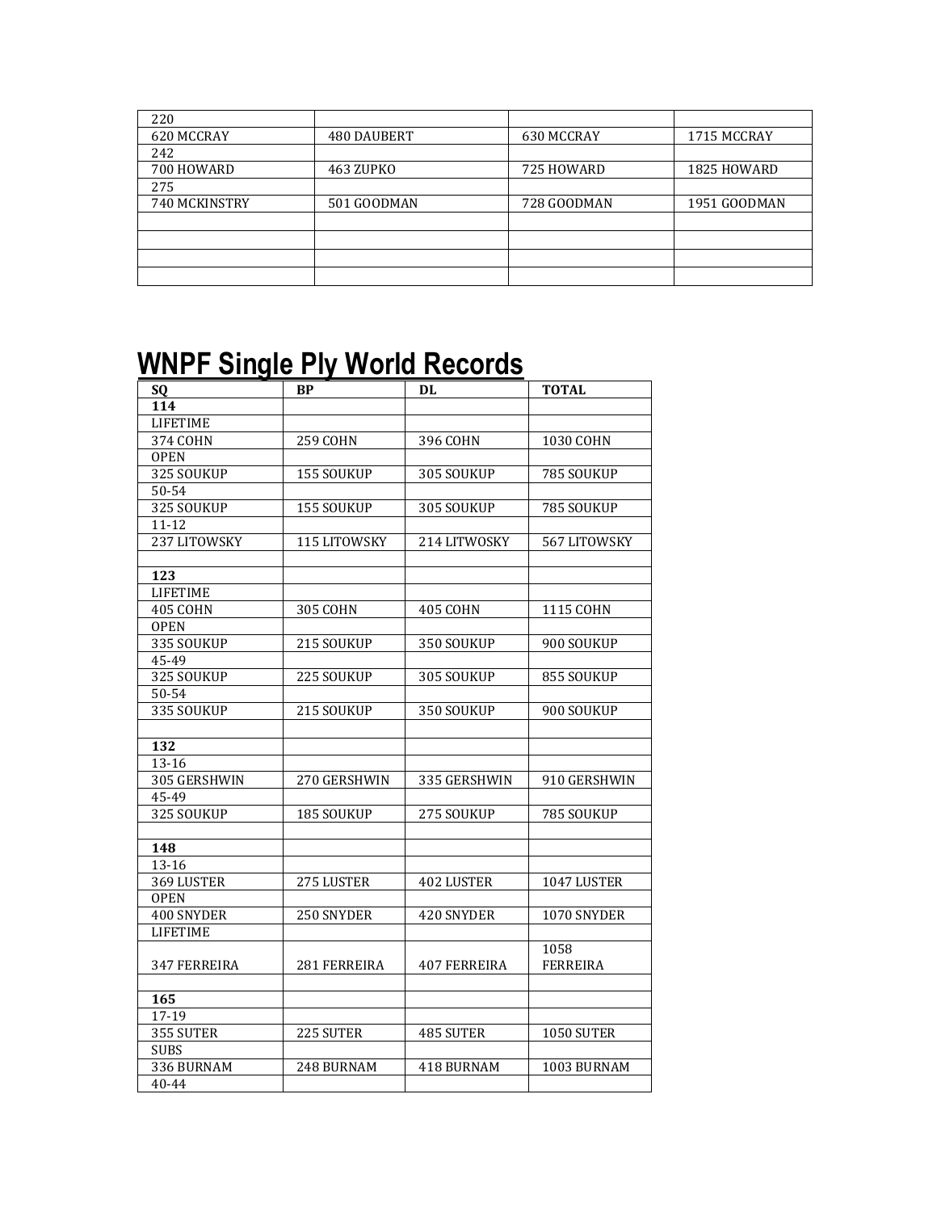| | | | |
|---|---|---|---|
| 220 | | | |
| 620 MCCRAY | 480 DAUBERT | 630 MCCRAY | 1715 MCCRAY |
| 242 | | | |
| 700 HOWARD | 463 ZUPKO | 725 HOWARD | 1825 HOWARD |
| 275 | | | |
| 740 MCKINSTRY | 501 GOODMAN | 728 GOODMAN | 1951 GOODMAN |
| | | | |
| | | | |
| | | | |
| | | | |

# WNPF Single Ply World Records

| SQ | BP | DL | TOTAL |
|---|---|---|---|
| **114** | | | |
| LIFETIME | | | |
| 374 COHN | 259 COHN | 396 COHN | 1030 COHN |
| OPEN | | | |
| 325 SOUKUP | 155 SOUKUP | 305 SOUKUP | 785 SOUKUP |
| 50-54 | | | |
| 325 SOUKUP | 155 SOUKUP | 305 SOUKUP | 785 SOUKUP |
| 11-12 | | | |
| 237 LITOWSKY | 115 LITOWSKY | 214 LITWOSKY | 567 LITOWSKY |
| | | | |
| **123** | | | |
| LIFETIME | | | |
| 405 COHN | 305 COHN | 405 COHN | 1115 COHN |
| OPEN | | | |
| 335 SOUKUP | 215 SOUKUP | 350 SOUKUP | 900 SOUKUP |
| 45-49 | | | |
| 325 SOUKUP | 225 SOUKUP | 305 SOUKUP | 855 SOUKUP |
| 50-54 | | | |
| 335 SOUKUP | 215 SOUKUP | 350 SOUKUP | 900 SOUKUP |
| | | | |
| **132** | | | |
| 13-16 | | | |
| 305 GERSHWIN | 270 GERSHWIN | 335 GERSHWIN | 910 GERSHWIN |
| 45-49 | | | |
| 325 SOUKUP | 185 SOUKUP | 275 SOUKUP | 785 SOUKUP |
| | | | |
| **148** | | | |
| 13-16 | | | |
| 369 LUSTER | 275 LUSTER | 402 LUSTER | 1047 LUSTER |
| OPEN | | | |
| 400 SNYDER | 250 SNYDER | 420 SNYDER | 1070 SNYDER |
| LIFETIME | | | |
| 347 FERREIRA | 281 FERREIRA | 407 FERREIRA | 1058 FERREIRA |
| | | | |
| **165** | | | |
| 17-19 | | | |
| 355 SUTER | 225 SUTER | 485 SUTER | 1050 SUTER |
| SUBS | | | |
| 336 BURNAM | 248 BURNAM | 418 BURNAM | 1003 BURNAM |
| 40-44 | | | |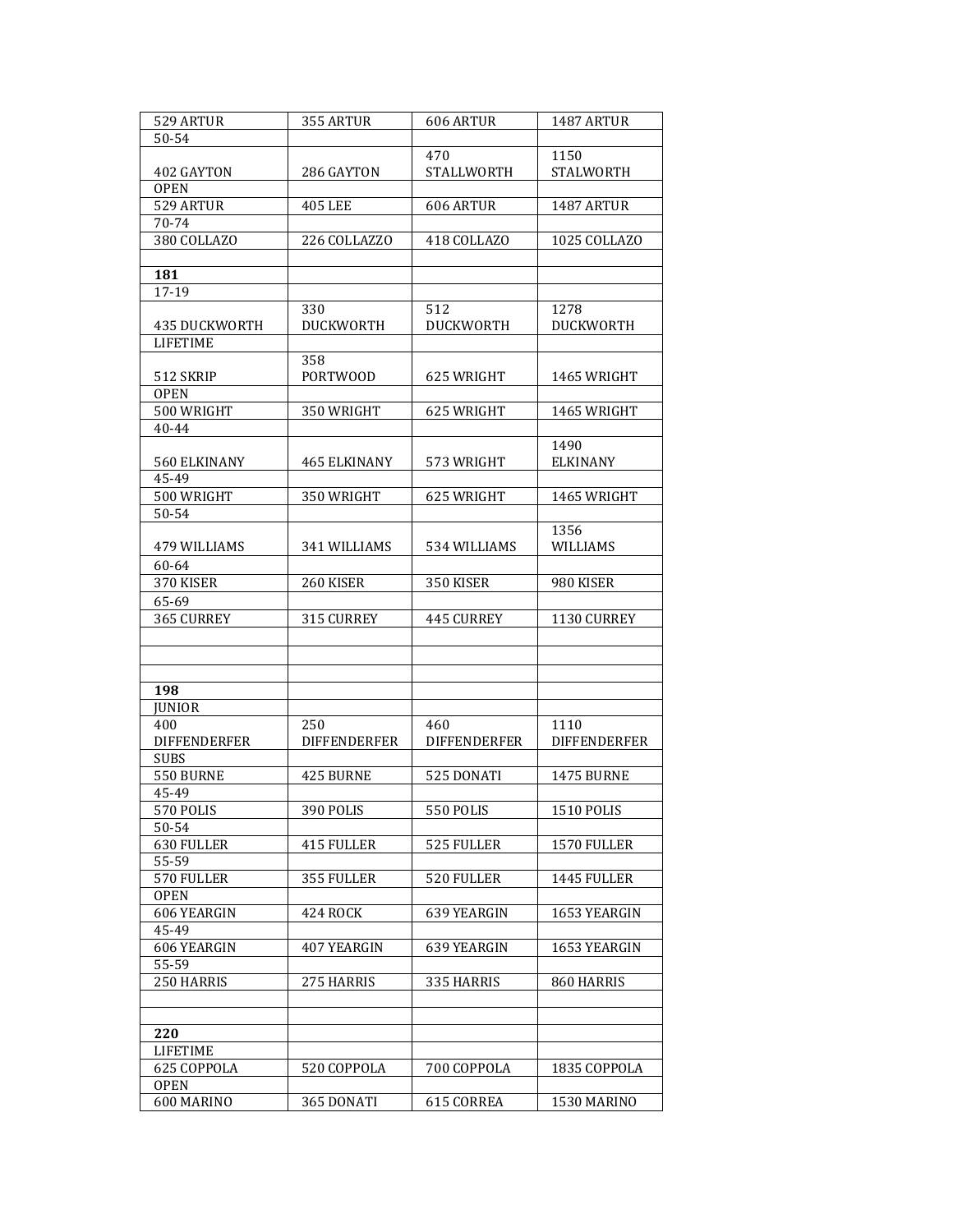| 529 ARTUR | 355 ARTUR | 606 ARTUR | 1487 ARTUR |
|---|---|---|---|
| 50-54 | | | |
| 402 GAYTON | 286 GAYTON | 470 STALLWORTH | 1150 STALWORTH |
| OPEN | | | |
| 529 ARTUR | 405 LEE | 606 ARTUR | 1487 ARTUR |
| 70-74 | | | |
| 380 COLLAZO | 226 COLLAZZO | 418 COLLAZO | 1025 COLLAZO |
| | | | |
| **181** | | | |
| 17-19 | | | |
| 435 DUCKWORTH | 330 DUCKWORTH | 512 DUCKWORTH | 1278 DUCKWORTH |
| LIFETIME | | | |
| 512 SKRIP | 358 PORTWOOD | 625 WRIGHT | 1465 WRIGHT |
| OPEN | | | |
| 500 WRIGHT | 350 WRIGHT | 625 WRIGHT | 1465 WRIGHT |
| 40-44 | | | |
| 560 ELKINANY | 465 ELKINANY | 573 WRIGHT | 1490 ELKINANY |
| 45-49 | | | |
| 500 WRIGHT | 350 WRIGHT | 625 WRIGHT | 1465 WRIGHT |
| 50-54 | | | |
| 479 WILLIAMS | 341 WILLIAMS | 534 WILLIAMS | 1356 WILLIAMS |
| 60-64 | | | |
| 370 KISER | 260 KISER | 350 KISER | 980 KISER |
| 65-69 | | | |
| 365 CURREY | 315 CURREY | 445 CURREY | 1130 CURREY |
| | | | |
| | | | |
| | | | |
| **198** | | | |
| JUNIOR | | | |
| 400 DIFFENDERFER | 250 DIFFENDERFER | 460 DIFFENDERFER | 1110 DIFFENDERFER |
| SUBS | | | |
| 550 BURNE | 425 BURNE | 525 DONATI | 1475 BURNE |
| 45-49 | | | |
| 570 POLIS | 390 POLIS | 550 POLIS | 1510 POLIS |
| 50-54 | | | |
| 630 FULLER | 415 FULLER | 525 FULLER | 1570 FULLER |
| 55-59 | | | |
| 570 FULLER | 355 FULLER | 520 FULLER | 1445 FULLER |
| OPEN | | | |
| 606 YEARGIN | 424 ROCK | 639 YEARGIN | 1653 YEARGIN |
| 45-49 | | | |
| 606 YEARGIN | 407 YEARGIN | 639 YEARGIN | 1653 YEARGIN |
| 55-59 | | | |
| 250 HARRIS | 275 HARRIS | 335 HARRIS | 860 HARRIS |
| | | | |
| | | | |
| **220** | | | |
| LIFETIME | | | |
| 625 COPPOLA | 520 COPPOLA | 700 COPPOLA | 1835 COPPOLA |
| OPEN | | | |
| 600 MARINO | 365 DONATI | 615 CORREA | 1530 MARINO |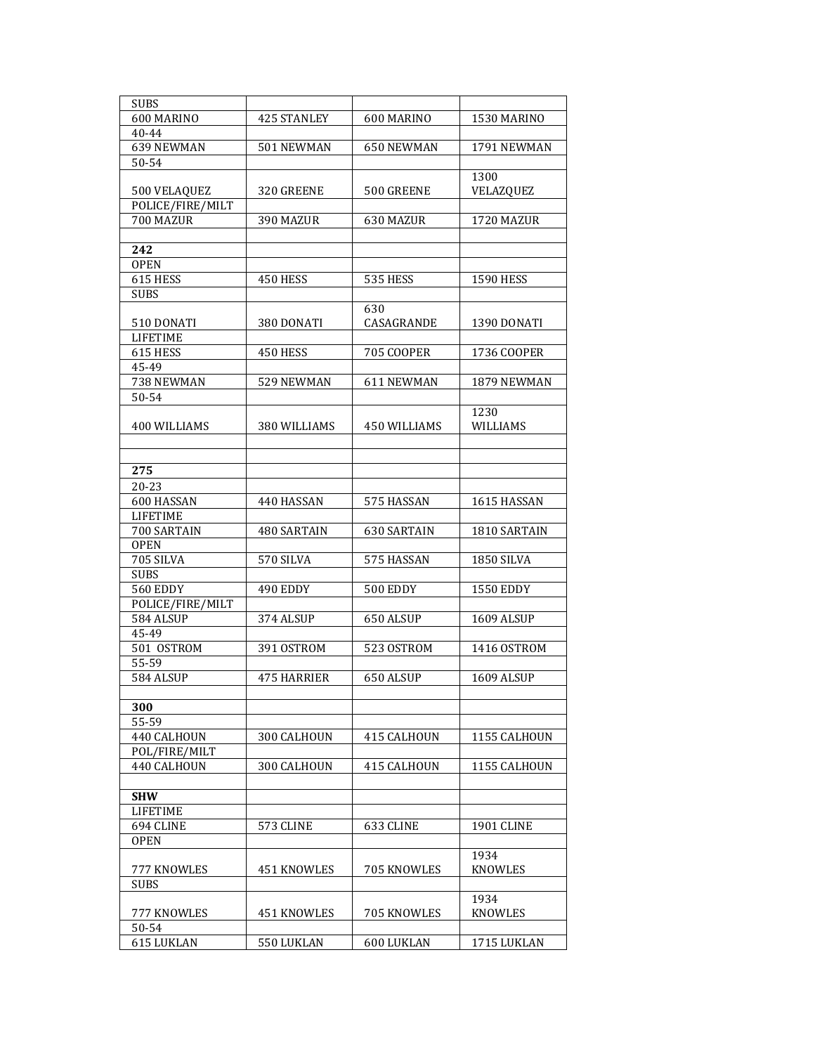| SUBS | | | |
|---|---|---|---|
| 600 MARINO | 425 STANLEY | 600 MARINO | 1530 MARINO |
| 40-44 | | | |
| 639 NEWMAN | 501 NEWMAN | 650 NEWMAN | 1791 NEWMAN |
| 50-54 | | | |
| 500 VELAQUEZ | 320 GREENE | 500 GREENE | 1300 VELAZQUEZ |
| POLICE/FIRE/MILT | | | |
| 700 MAZUR | 390 MAZUR | 630 MAZUR | 1720 MAZUR |
| | | | |
| **242** | | | |
| OPEN | | | |
| 615 HESS | 450 HESS | 535 HESS | 1590 HESS |
| SUBS | | | |
| 510 DONATI | 380 DONATI | 630 CASAGRANDE | 1390 DONATI |
| LIFETIME | | | |
| 615 HESS | 450 HESS | 705 COOPER | 1736 COOPER |
| 45-49 | | | |
| 738 NEWMAN | 529 NEWMAN | 611 NEWMAN | 1879 NEWMAN |
| 50-54 | | | |
| 400 WILLIAMS | 380 WILLIAMS | 450 WILLIAMS | 1230 WILLIAMS |
| | | | |
| | | | |
| **275** | | | |
| 20-23 | | | |
| 600 HASSAN | 440 HASSAN | 575 HASSAN | 1615 HASSAN |
| LIFETIME | | | |
| 700 SARTAIN | 480 SARTAIN | 630 SARTAIN | 1810 SARTAIN |
| OPEN | | | |
| 705 SILVA | 570 SILVA | 575 HASSAN | 1850 SILVA |
| SUBS | | | |
| 560 EDDY | 490 EDDY | 500 EDDY | 1550 EDDY |
| POLICE/FIRE/MILT | | | |
| 584 ALSUP | 374 ALSUP | 650 ALSUP | 1609 ALSUP |
| 45-49 | | | |
| 501 OSTROM | 391 OSTROM | 523 OSTROM | 1416 OSTROM |
| 55-59 | | | |
| 584 ALSUP | 475 HARRIER | 650 ALSUP | 1609 ALSUP |
| | | | |
| **300** | | | |
| 55-59 | | | |
| 440 CALHOUN | 300 CALHOUN | 415 CALHOUN | 1155 CALHOUN |
| POL/FIRE/MILT | | | |
| 440 CALHOUN | 300 CALHOUN | 415 CALHOUN | 1155 CALHOUN |
| | | | |
| **SHW** | | | |
| LIFETIME | | | |
| 694 CLINE | 573 CLINE | 633 CLINE | 1901 CLINE |
| OPEN | | | |
| 777 KNOWLES | 451 KNOWLES | 705 KNOWLES | 1934 KNOWLES |
| SUBS | | | |
| 777 KNOWLES | 451 KNOWLES | 705 KNOWLES | 1934 KNOWLES |
| 50-54 | | | |
| 615 LUKLAN | 550 LUKLAN | 600 LUKLAN | 1715 LUKLAN |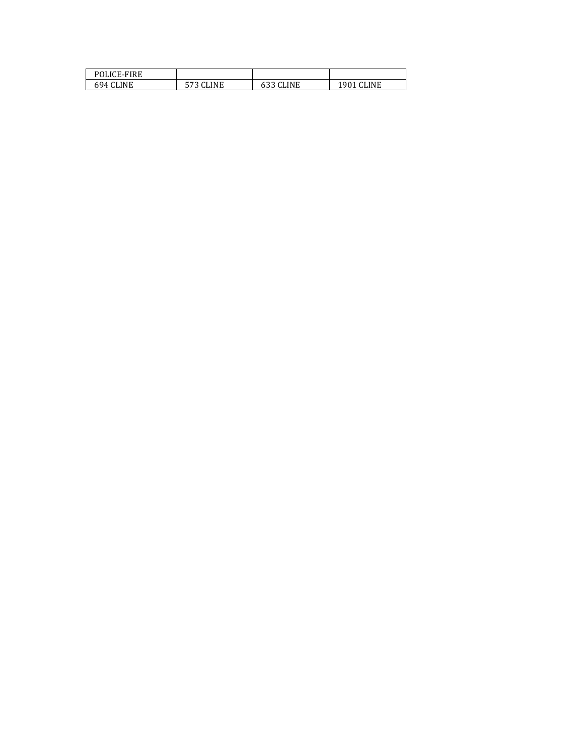| | | | |
|---|---|---|---|
| POLICE-FIRE | | | |
| 694 CLINE | 573 CLINE | 633 CLINE | 1901 CLINE |